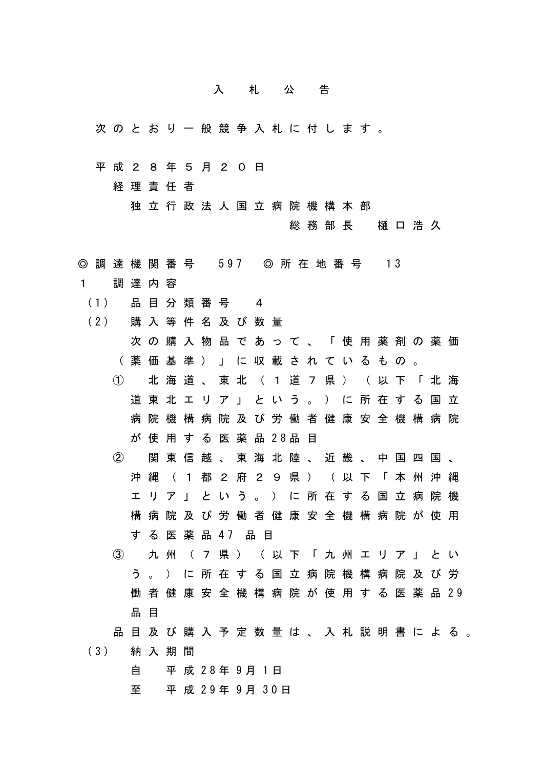# 入札公告

次のとおり一般競争入札に付します。

平成２８年５月２０日

経理責任者

独立行政法人国立病院機構本部

総務部長　樋口浩久

◎調達機関番号　597　◎所在地番号　13

１　調達内容

（1）　品目分類番号　４

（2）　購入等件名及び数量

次の購入物品であって、「使用薬剤の薬価（薬価基準）」に収載されているもの。

①　北海道、東北（１道７県）（以下「北海道東北エリア」という。）に所在する国立病院機構病院及び労働者健康安全機構病院が使用する医薬品28品目

②　関東信越、東海北陸、近畿、中国四国、沖縄（１都２府２９県）（以下「本州沖縄エリア」という。）に所在する国立病院機構病院及び労働者健康安全機構病院が使用する医薬品47 品目

③　九州（７県）（以下「九州エリア」という。）に所在する国立病院機構病院及び労働者健康安全機構病院が使用する医薬品29品目

品目及び購入予定数量は、入札説明書による。

（3）　納入期間

自　平成28年9月1日

至　平成29年9月30日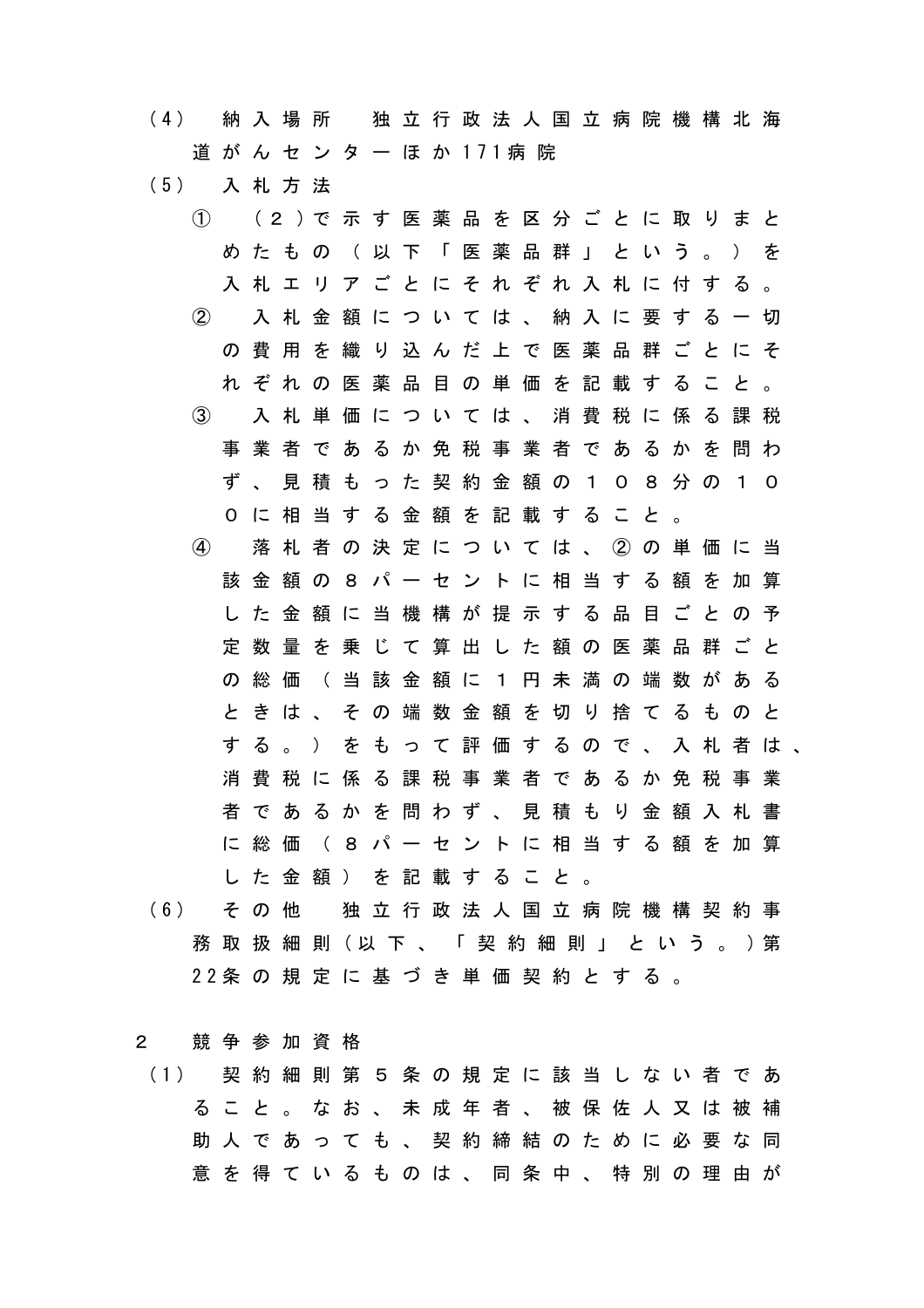（4）　納入場所　独立行政法人国立病院機構北海道がんセンターほか171病院

（5）　入札方法

①　（２）で示す医薬品を区分ごとに取りまとめたもの（以下「医薬品群」という。）を入札エリアごとにそれぞれ入札に付する。

②　入札金額については、納入に要する一切の費用を織り込んだ上で医薬品群ごとにそれぞれの医薬品目の単価を記載すること。

③　入札単価については、消費税に係る課税事業者であるか免税事業者であるかを問わず、見積もった契約金額の１０８分の１００に相当する金額を記載すること。

④　落札者の決定については、②の単価に当該金額の８パーセントに相当する額を加算した金額に当機構が提示する品目ごとの予定数量を乗じて算出した額の医薬品群ごとの総価（当該金額に１円未満の端数があるときは、その端数金額を切り捨てるものとする。）をもって評価するので、入札者は、消費税に係る課税事業者であるか免税事業者であるかを問わず、見積もり金額入札書に総価（８パーセントに相当する額を加算した金額）を記載すること。

（6）　その他　独立行政法人国立病院機構契約事務取扱細則（以下、「契約細則」という。）第22条の規定に基づき単価契約とする。

２　競争参加資格

（1）　契約細則第５条の規定に該当しない者であること。なお、未成年者、被保佐人又は被補助人であっても、契約締結のために必要な同意を得ているものは、同条中、特別の理由が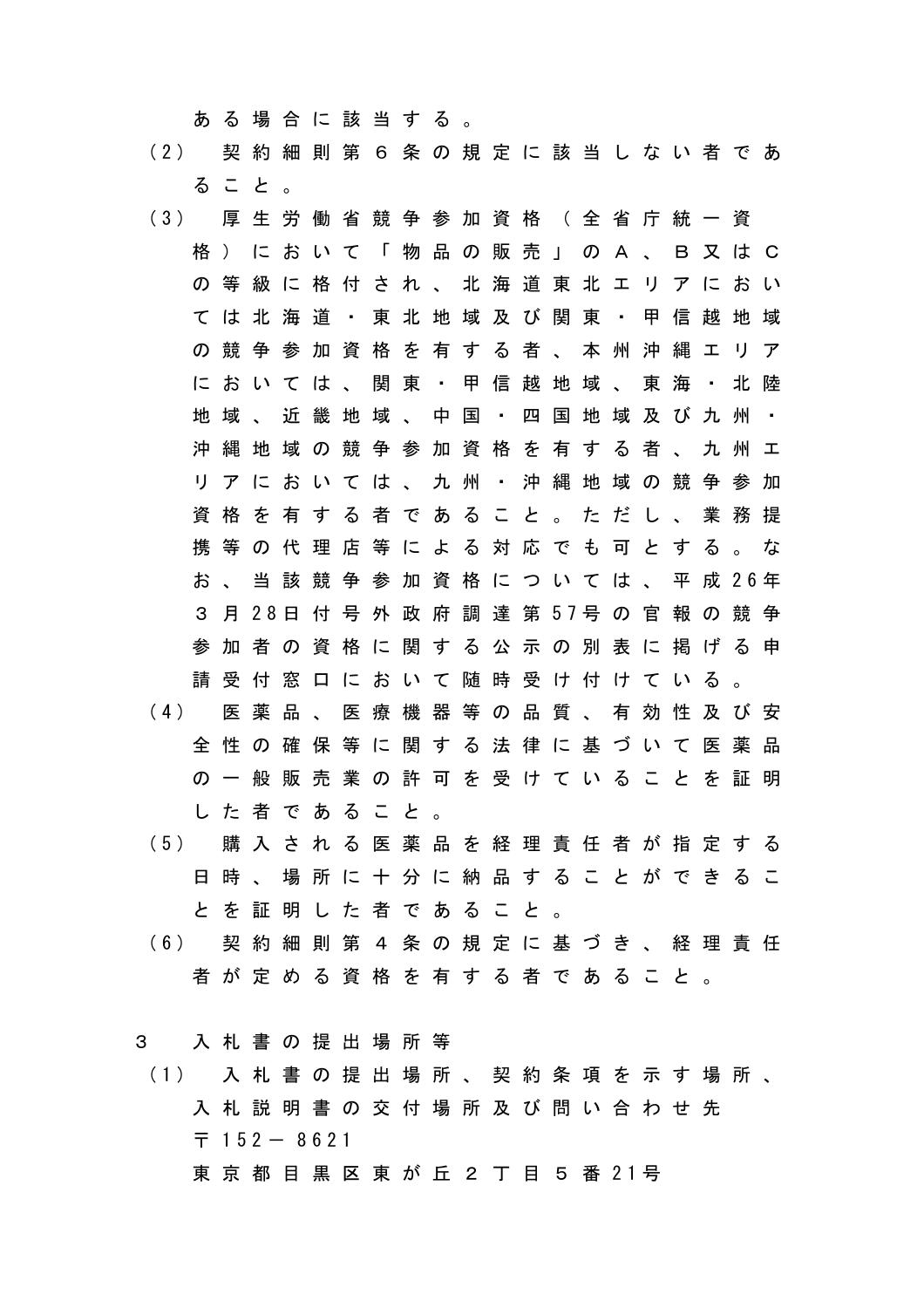ある場合に該当する。

（2）　契約細則第６条の規定に該当しない者であること。

（3）　厚生労働省競争参加資格（全省庁統一資格）において「物品の販売」のＡ、Ｂ又はＣの等級に格付され、北海道東北エリアにおいては北海道・東北地域及び関東・甲信越地域の競争参加資格を有する者、本州沖縄エリアにおいては、関東・甲信越地域、東海・北陸地域、近畿地域、中国・四国地域及び九州・沖縄地域の競争参加資格を有する者、九州エリアにおいては、九州・沖縄地域の競争参加資格を有する者であること。ただし、業務提携等の代理店等による対応でも可とする。なお、当該競争参加資格については、平成26年３月28日付号外政府調達第57号の官報の競争参加者の資格に関する公示の別表に掲げる申請受付窓口において随時受け付けている。

（4）　医薬品、医療機器等の品質、有効性及び安全性の確保等に関する法律に基づいて医薬品の一般販売業の許可を受けていることを証明した者であること。

（5）　購入される医薬品を経理責任者が指定する日時、場所に十分に納品することができることを証明した者であること。

（6）　契約細則第４条の規定に基づき、経理責任者が定める資格を有する者であること。

３　入札書の提出場所等

（1）　入札書の提出場所、契約条項を示す場所、入札説明書の交付場所及び問い合わせ先
〒152－8621
東京都目黒区東が丘２丁目５番21号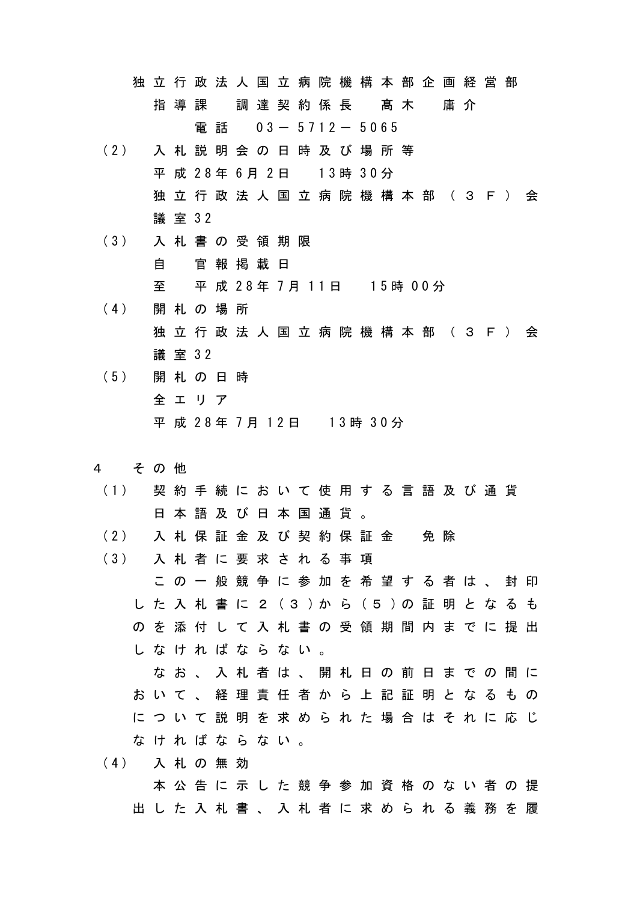独立行政法人国立病院機構本部企画経営部

指導課　調達契約係長　髙木　庸介

電話　03－5712－5065

（2）　入札説明会の日時及び場所等

平成28年6月2日　13時30分

独立行政法人国立病院機構本部（３Ｆ）会議室32

（3）　入札書の受領期限

自　官報掲載日

至　平成28年7月11日　15時00分

（4）　開札の場所

独立行政法人国立病院機構本部（３Ｆ）会議室32

（5）　開札の日時

全エリア

平成28年7月12日　13時30分

４　その他

（1）　契約手続において使用する言語及び通貨

日本語及び日本国通貨。

（2）　入札保証金及び契約保証金　免除

（3）　入札者に要求される事項

この一般競争に参加を希望する者は、封印した入札書に２（３）から（５）の証明となるものを添付して入札書の受領期間内までに提出しなければならない。

なお、入札者は、開札日の前日までの間において、経理責任者から上記証明となるものについて説明を求められた場合はそれに応じなければならない。

（4）　入札の無効

本公告に示した競争参加資格のない者の提出した入札書、入札者に求められる義務を履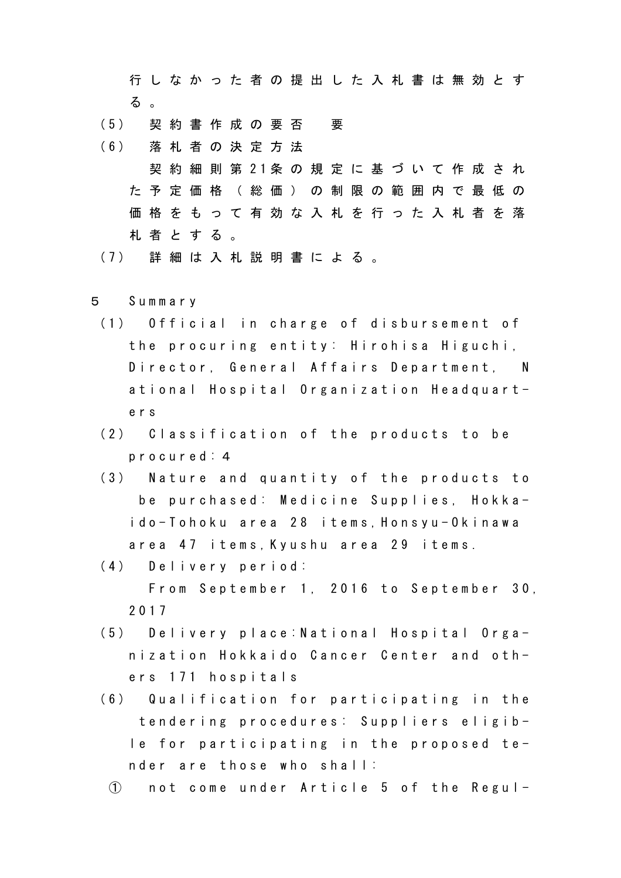行しなかった者の提出した入札書は無効とする。

（5） 契約書作成の要否　要

（6） 落札者の決定方法

契約細則第21条の規定に基づいて作成された予定価格（総価）の制限の範囲内で最低の価格をもって有効な入札を行った入札者を落札者とする。

（7） 詳細は入札説明書による。

5 Summary

（1） Official in charge of disbursement of the procuring entity: Hirohisa Higuchi, Director, General Affairs Department, National Hospital Organization Headquarters

（2） Classification of the products to be procured: 4

（3） Nature and quantity of the products to be purchased: Medicine Supplies, Hokkaido-Tohoku area 28 items, Honsyu-Okinawa area 47 items, Kyushu area 29 items.

（4） Delivery period:

From September 1, 2016 to September 30, 2017

（5） Delivery place: National Hospital Organization Hokkaido Cancer Center and others 171 hospitals

（6） Qualification for participating in the tendering procedures: Suppliers eligible for participating in the proposed tender are those who shall:

① not come under Article 5 of the Regul-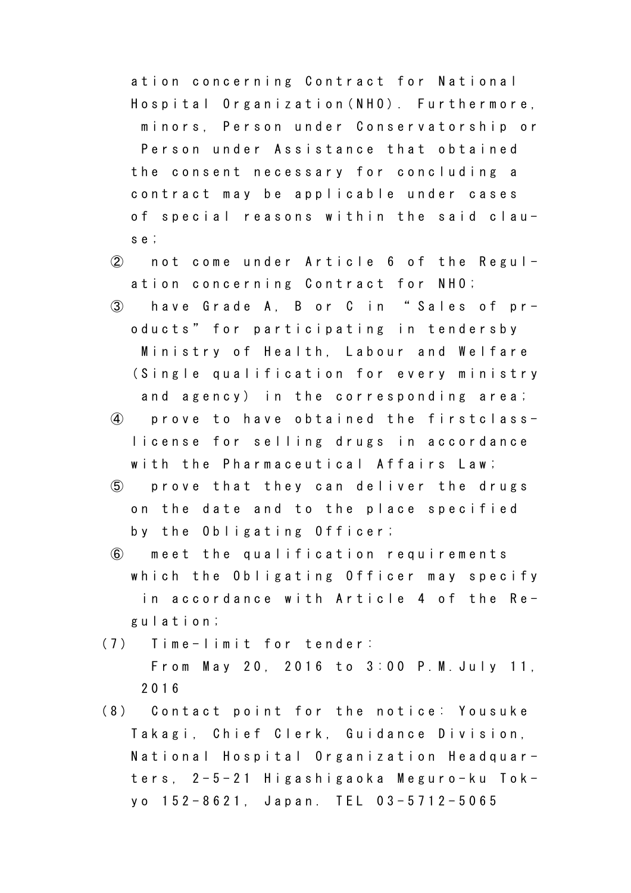ation concerning Contract for National Hospital Organization(NHO). Furthermore, minors, Person under Conservatorship or Person under Assistance that obtained the consent necessary for concluding a contract may be applicable under cases of special reasons within the said clause;

② not come under Article 6 of the Regulation concerning Contract for NHO;

③ have Grade A, B or C in "Sales of products" for participating in tendersby Ministry of Health, Labour and Welfare (Single qualification for every ministry and agency) in the corresponding area;

④ prove to have obtained the firstclass-license for selling drugs in accordance with the Pharmaceutical Affairs Law;

⑤ prove that they can deliver the drugs on the date and to the place specified by the Obligating Officer;

⑥ meet the qualification requirements which the Obligating Officer may specify in accordance with Article 4 of the Regulation;

(7) Time-limit for tender:
From May 20, 2016 to 3:00 P.M.July 11, 2016

(8) Contact point for the notice: Yousuke Takagi, Chief Clerk, Guidance Division, National Hospital Organization Headquarters, 2-5-21 Higashigaoka Meguro-ku Tokyo 152-8621, Japan. TEL 03-5712-5065